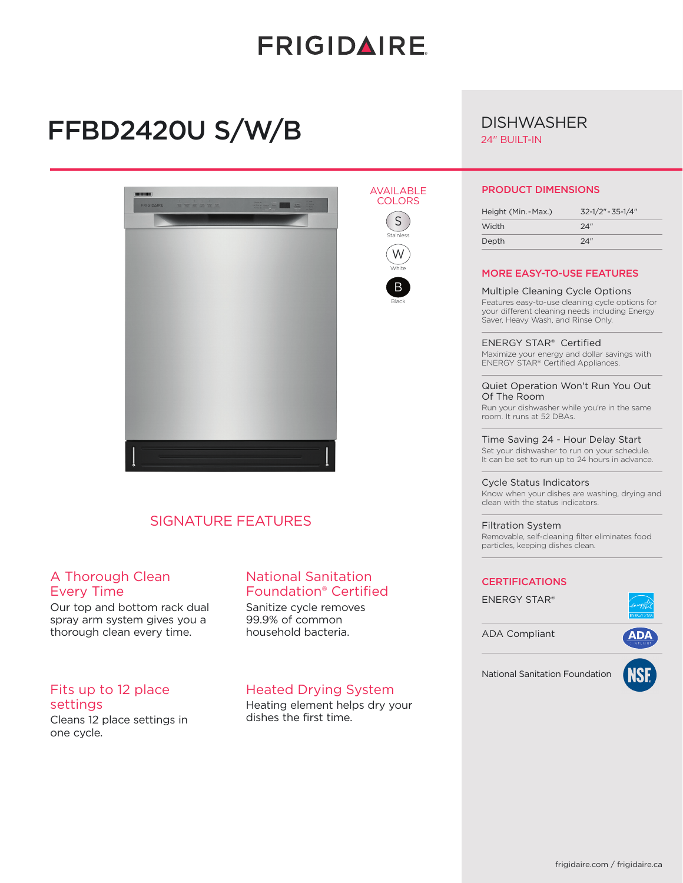# FRIGIDAIRE

# FFBD2420U S/W/B

## DISHWASHER

24" BUILT-IN

AVAILABLE COLORS

- S — Stainless
- W — White
- B — Black

## SIGNATURE FEATURES

### A Thorough Clean Every Time

Our top and bottom rack dual spray arm system gives you a thorough clean every time.

### National Sanitation Foundation® Certified

Sanitize cycle removes 99.9% of common household bacteria.

### Fits up to 12 place settings

Cleans 12 place settings in one cycle.

### Heated Drying System

Heating element helps dry your dishes the first time.

## PRODUCT DIMENSIONS

| | |
|---|---|
| Height (Min.-Max.) | 32-1/2"-35-1/4" |
| Width | 24" |
| Depth | 24" |

## MORE EASY-TO-USE FEATURES

**Multiple Cleaning Cycle Options**
Features easy-to-use cleaning cycle options for your different cleaning needs including Energy Saver, Heavy Wash, and Rinse Only.

**ENERGY STAR® Certified**
Maximize your energy and dollar savings with ENERGY STAR® Certified Appliances.

**Quiet Operation Won't Run You Out Of The Room**
Run your dishwasher while you're in the same room. It runs at 52 DBAs.

**Time Saving 24 - Hour Delay Start**
Set your dishwasher to run on your schedule. It can be set to run up to 24 hours in advance.

**Cycle Status Indicators**
Know when your dishes are washing, drying and clean with the status indicators.

**Filtration System**
Removable, self-cleaning filter eliminates food particles, keeping dishes clean.

## CERTIFICATIONS

- ENERGY STAR®
- ADA Compliant
- National Sanitation Foundation

frigidaire.com / frigidaire.ca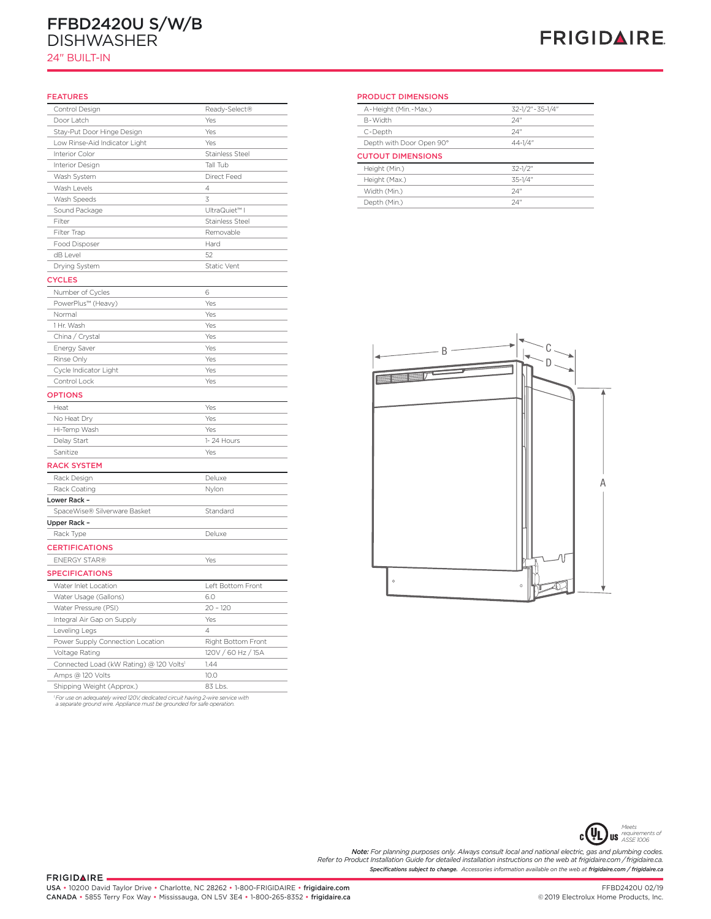# FFBD2420U S/W/B
# DISHWASHER
## 24" BUILT-IN

FRIGIDAIRE

## FEATURES

| | |
|---|---|
| Control Design | Ready-Select® |
| Door Latch | Yes |
| Stay-Put Door Hinge Design | Yes |
| Low Rinse-Aid Indicator Light | Yes |
| Interior Color | Stainless Steel |
| Interior Design | Tall Tub |
| Wash System | Direct Feed |
| Wash Levels | 4 |
| Wash Speeds | 3 |
| Sound Package | UltraQuiet™ I |
| Filter | Stainless Steel |
| Filter Trap | Removable |
| Food Disposer | Hard |
| dB Level | 52 |
| Drying System | Static Vent |

## CYCLES

| | |
|---|---|
| Number of Cycles | 6 |
| PowerPlus™ (Heavy) | Yes |
| Normal | Yes |
| 1 Hr. Wash | Yes |
| China / Crystal | Yes |
| Energy Saver | Yes |
| Rinse Only | Yes |
| Cycle Indicator Light | Yes |
| Control Lock | Yes |

## OPTIONS

| | |
|---|---|
| Heat | Yes |
| No Heat Dry | Yes |
| Hi-Temp Wash | Yes |
| Delay Start | 1- 24 Hours |
| Sanitize | Yes |

## RACK SYSTEM

| | |
|---|---|
| Rack Design | Deluxe |
| Rack Coating | Nylon |
| **Lower Rack –** | |
| SpaceWise® Silverware Basket | Standard |
| **Upper Rack –** | |
| Rack Type | Deluxe |

## CERTIFICATIONS

| | |
|---|---|
| ENERGY STAR® | Yes |

## SPECIFICATIONS

| | |
|---|---|
| Water Inlet Location | Left Bottom Front |
| Water Usage (Gallons) | 6.0 |
| Water Pressure (PSI) | 20 – 120 |
| Integral Air Gap on Supply | Yes |
| Leveling Legs | 4 |
| Power Supply Connection Location | Right Bottom Front |
| Voltage Rating | 120V / 60 Hz / 15A |
| Connected Load (kW Rating) @ 120 Volts[1] | 1.44 |
| Amps @ 120 Volts | 10.0 |
| Shipping Weight (Approx.) | 83 Lbs. |

*[1] For use on adequately wired 120V, dedicated circuit having 2-wire service with a separate ground wire. Appliance must be grounded for safe operation.*

## PRODUCT DIMENSIONS

| | |
|---|---|
| A-Height (Min.-Max.) | 32-1/2" - 35-1/4" |
| B-Width | 24" |
| C-Depth | 24" |
| Depth with Door Open 90° | 44-1/4" |

## CUTOUT DIMENSIONS

| | |
|---|---|
| Height (Min.) | 32-1/2" |
| Height (Max.) | 35-1/4" |
| Width (Min.) | 24" |
| Depth (Min.) | 24" |

Meets requirements of ASSE 1006

***Note:** For planning purposes only. Always consult local and national electric, gas and plumbing codes. Refer to Product Installation Guide for detailed installation instructions on the web at frigidaire.com / frigidaire.ca.*

***Specifications subject to change.** Accessories information available on the web at **frigidaire.com / frigidaire.ca***

FRIGIDAIRE

USA • 10200 David Taylor Drive • Charlotte, NC 28262 • 1-800-FRIGIDAIRE • **frigidaire.com**
CANADA • 5855 Terry Fox Way • Mississauga, ON L5V 3E4 • 1-800-265-8352 • **frigidaire.ca**

FFBD2420U 02/19
© 2019 Electrolux Home Products, Inc.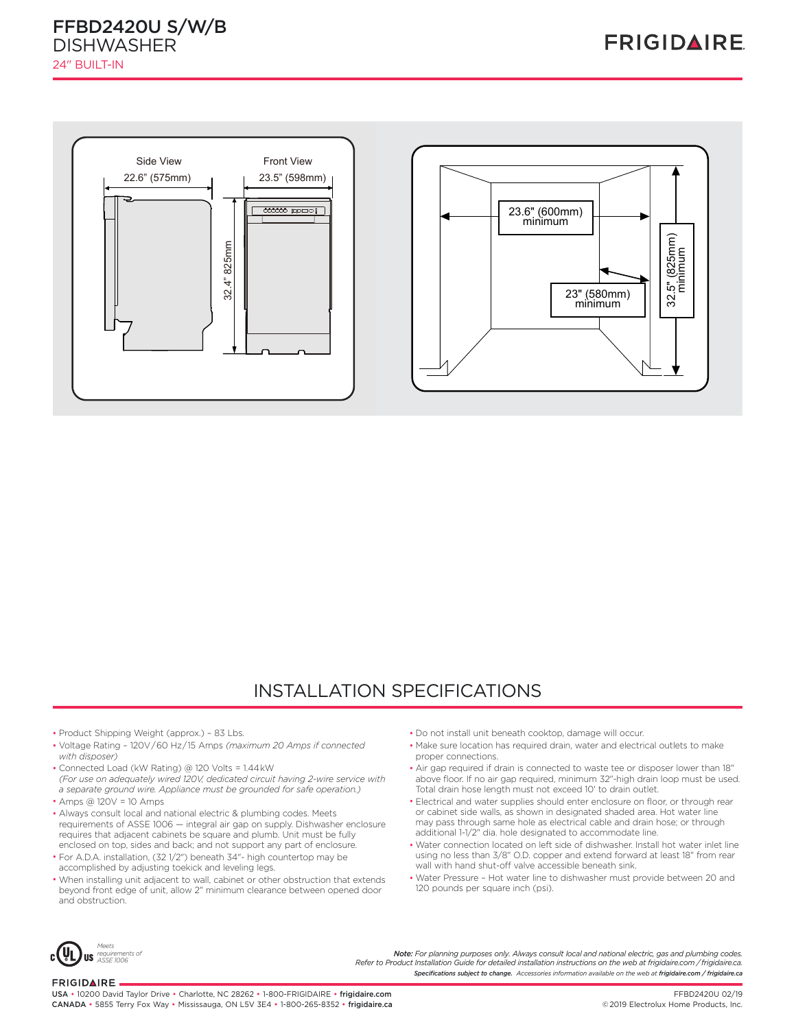# FFBD2420U S/W/B DISHWASHER

24" BUILT-IN

FRIGIDAIRE

Side View

22.6" (575mm)

Front View

23.5" (598mm)

32.4" 825mm

23.6" (600mm) minimum

23" (580mm) minimum

32.5" (825mm) minimum

## INSTALLATION SPECIFICATIONS

- Product Shipping Weight (approx.) – 83 Lbs.
- Voltage Rating – 120V / 60 Hz / 15 Amps *(maximum 20 Amps if connected with disposer)*
- Connected Load (kW Rating) @ 120 Volts = 1.44 kW *(For use on adequately wired 120V, dedicated circuit having 2-wire service with a separate ground wire. Appliance must be grounded for safe operation.)*
- Amps @ 120V = 10 Amps
- Always consult local and national electric & plumbing codes. Meets requirements of ASSE 1006 — integral air gap on supply. Dishwasher enclosure requires that adjacent cabinets be square and plumb. Unit must be fully enclosed on top, sides and back; and not support any part of enclosure.
- For A.D.A. installation, (32 1/2") beneath 34"- high countertop may be accomplished by adjusting toekick and leveling legs.
- When installing unit adjacent to wall, cabinet or other obstruction that extends beyond front edge of unit, allow 2" minimum clearance between opened door and obstruction.
- Do not install unit beneath cooktop, damage will occur.
- Make sure location has required drain, water and electrical outlets to make proper connections.
- Air gap required if drain is connected to waste tee or disposer lower than 18" above floor. If no air gap required, minimum 32"-high drain loop must be used. Total drain hose length must not exceed 10' to drain outlet.
- Electrical and water supplies should enter enclosure on floor, or through rear or cabinet side walls, as shown in designated shaded area. Hot water line may pass through same hole as electrical cable and drain hose; or through additional 1-1/2" dia. hole designated to accommodate line.
- Water connection located on left side of dishwasher. Install hot water inlet line using no less than 3/8" O.D. copper and extend forward at least 18" from rear wall with hand shut-off valve accessible beneath sink.
- Water Pressure – Hot water line to dishwasher must provide between 20 and 120 pounds per square inch (psi).

*Meets requirements of ASSE 1006*

***Note:*** *For planning purposes only. Always consult local and national electric, gas and plumbing codes. Refer to Product Installation Guide for detailed installation instructions on the web at frigidaire.com / frigidaire.ca.*

***Specifications subject to change.*** *Accessories information available on the web at* ***frigidaire.com / frigidaire.ca***

FRIGIDAIRE

USA • 10200 David Taylor Drive • Charlotte, NC 28262 • 1-800-FRIGIDAIRE • **frigidaire.com**

CANADA • 5855 Terry Fox Way • Mississauga, ON L5V 3E4 • 1-800-265-8352 • **frigidaire.ca**

FFBD2420U 02/19

©2019 Electrolux Home Products, Inc.